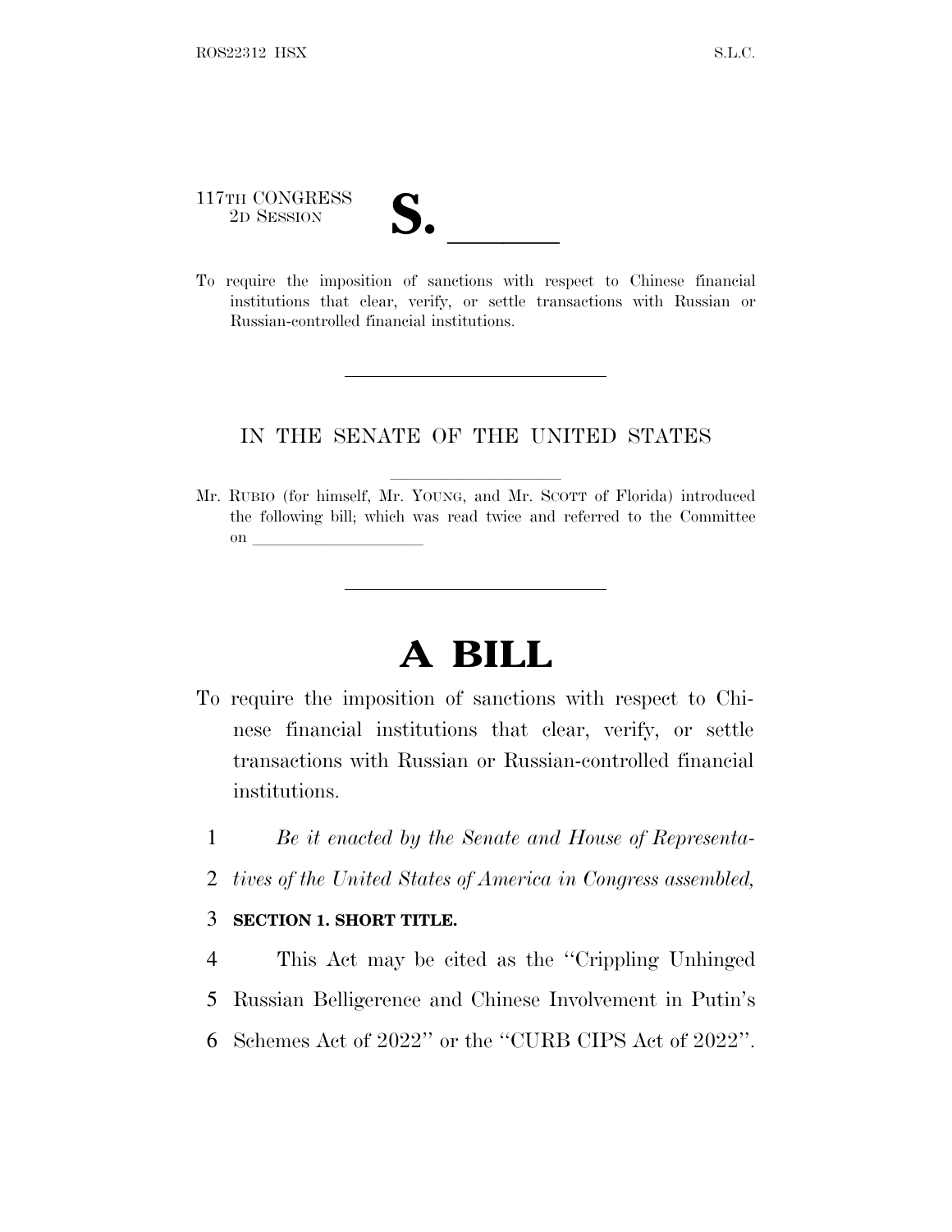117TH CONGRESS
2D SESSION

**S. \_\_\_\_\_\_**

To require the imposition of sanctions with respect to Chinese financial institutions that clear, verify, or settle transactions with Russian or Russian-controlled financial institutions.

---

IN THE SENATE OF THE UNITED STATES

Mr. RUBIO (for himself, Mr. YOUNG, and Mr. SCOTT of Florida) introduced the following bill; which was read twice and referred to the Committee on \_\_\_\_\_\_\_\_\_\_\_\_\_\_\_\_\_\_\_\_

---

# A BILL

To require the imposition of sanctions with respect to Chinese financial institutions that clear, verify, or settle transactions with Russian or Russian-controlled financial institutions.

1 *Be it enacted by the Senate and House of Representa-*
2 *tives of the United States of America in Congress assembled,*

3 **SECTION 1. SHORT TITLE.**

4 This Act may be cited as the ''Crippling Unhinged
5 Russian Belligerence and Chinese Involvement in Putin's
6 Schemes Act of 2022'' or the ''CURB CIPS Act of 2022''.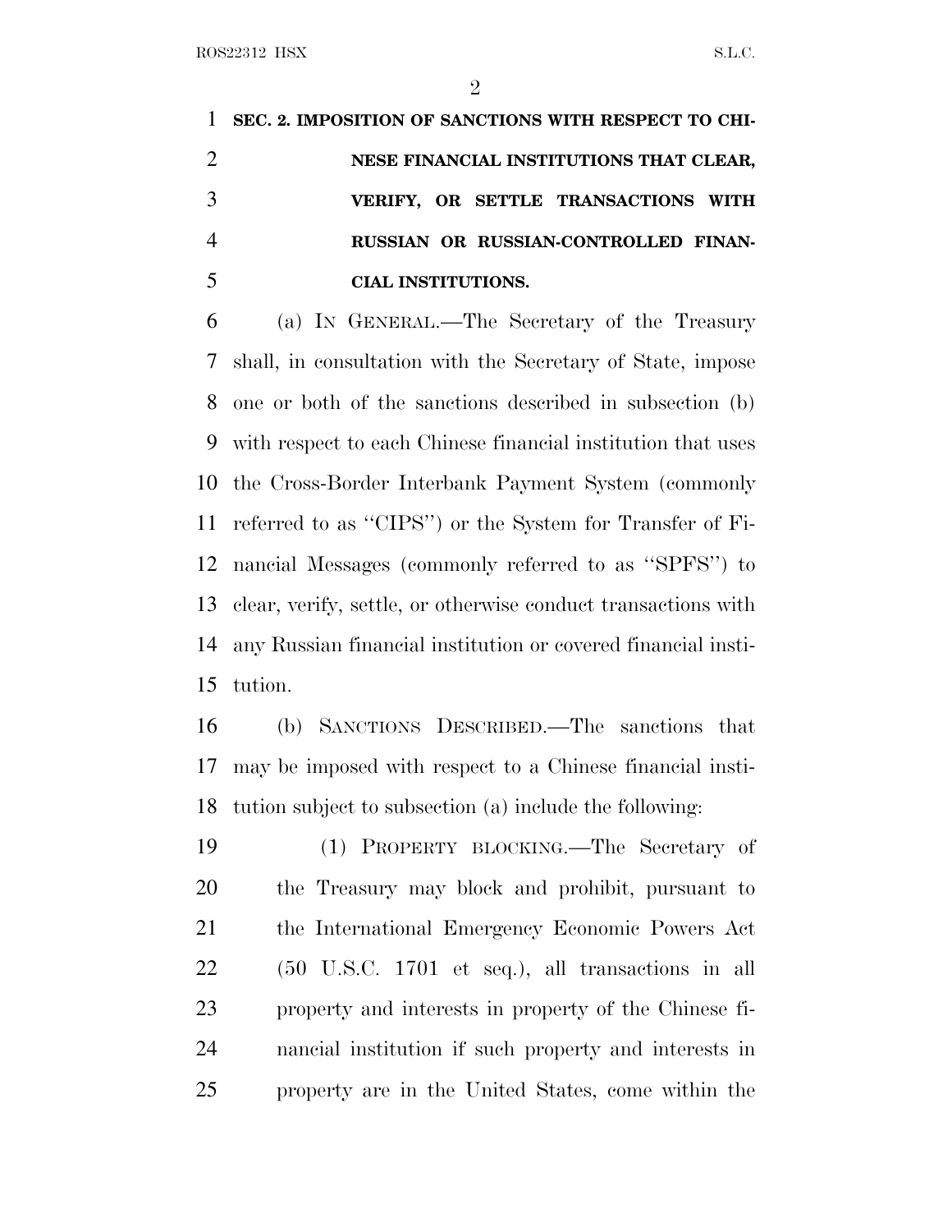**SEC. 2. IMPOSITION OF SANCTIONS WITH RESPECT TO CHINESE FINANCIAL INSTITUTIONS THAT CLEAR, VERIFY, OR SETTLE TRANSACTIONS WITH RUSSIAN OR RUSSIAN-CONTROLLED FINANCIAL INSTITUTIONS.**

(a) IN GENERAL.—The Secretary of the Treasury shall, in consultation with the Secretary of State, impose one or both of the sanctions described in subsection (b) with respect to each Chinese financial institution that uses the Cross-Border Interbank Payment System (commonly referred to as ''CIPS'') or the System for Transfer of Financial Messages (commonly referred to as ''SPFS'') to clear, verify, settle, or otherwise conduct transactions with any Russian financial institution or covered financial institution.

(b) SANCTIONS DESCRIBED.—The sanctions that may be imposed with respect to a Chinese financial institution subject to subsection (a) include the following:

(1) PROPERTY BLOCKING.—The Secretary of the Treasury may block and prohibit, pursuant to the International Emergency Economic Powers Act (50 U.S.C. 1701 et seq.), all transactions in all property and interests in property of the Chinese financial institution if such property and interests in property are in the United States, come within the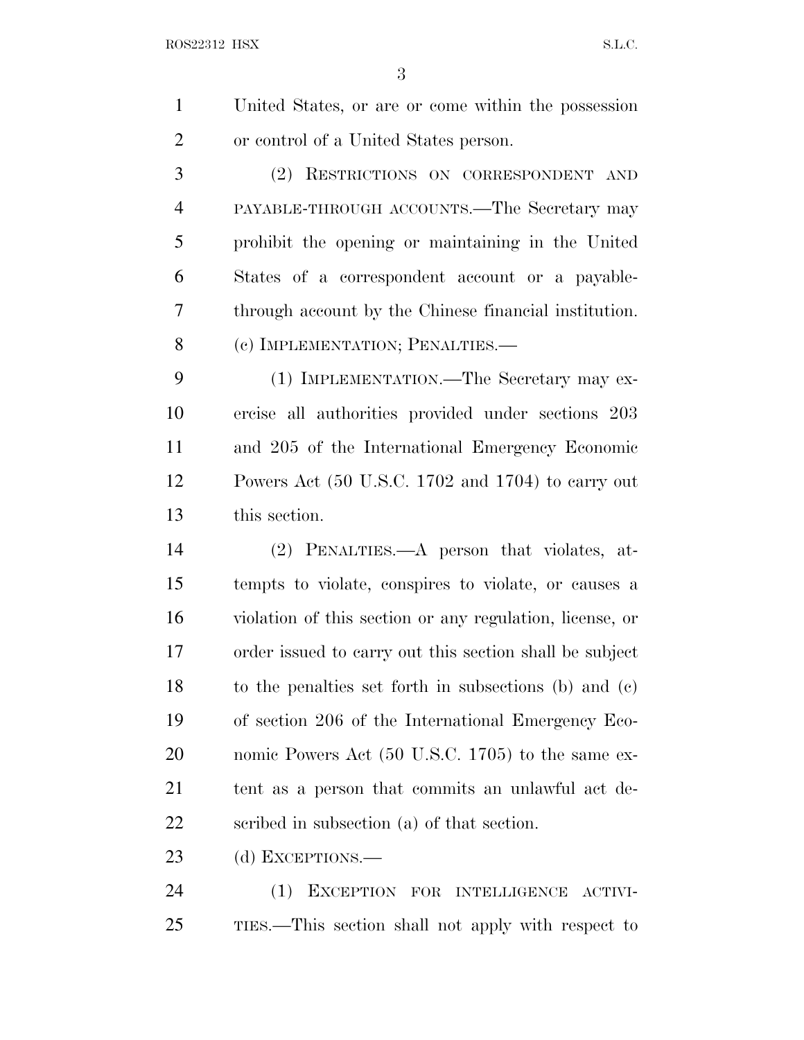United States, or are or come within the possession or control of a United States person.

(2) RESTRICTIONS ON CORRESPONDENT AND PAYABLE-THROUGH ACCOUNTS.—The Secretary may prohibit the opening or maintaining in the United States of a correspondent account or a payable-through account by the Chinese financial institution.

(c) IMPLEMENTATION; PENALTIES.—

(1) IMPLEMENTATION.—The Secretary may exercise all authorities provided under sections 203 and 205 of the International Emergency Economic Powers Act (50 U.S.C. 1702 and 1704) to carry out this section.

(2) PENALTIES.—A person that violates, attempts to violate, conspires to violate, or causes a violation of this section or any regulation, license, or order issued to carry out this section shall be subject to the penalties set forth in subsections (b) and (c) of section 206 of the International Emergency Economic Powers Act (50 U.S.C. 1705) to the same extent as a person that commits an unlawful act described in subsection (a) of that section.

(d) EXCEPTIONS.—

(1) EXCEPTION FOR INTELLIGENCE ACTIVITIES.—This section shall not apply with respect to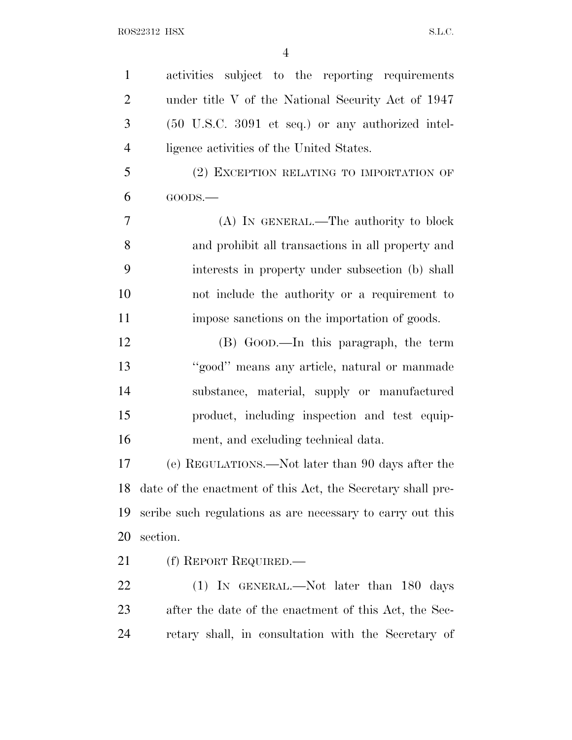activities subject to the reporting requirements under title V of the National Security Act of 1947 (50 U.S.C. 3091 et seq.) or any authorized intelligence activities of the United States.

(2) EXCEPTION RELATING TO IMPORTATION OF GOODS.—

(A) IN GENERAL.—The authority to block and prohibit all transactions in all property and interests in property under subsection (b) shall not include the authority or a requirement to impose sanctions on the importation of goods.

(B) GOOD.—In this paragraph, the term ''good'' means any article, natural or manmade substance, material, supply or manufactured product, including inspection and test equipment, and excluding technical data.

(e) REGULATIONS.—Not later than 90 days after the date of the enactment of this Act, the Secretary shall prescribe such regulations as are necessary to carry out this section.

(f) REPORT REQUIRED.—

(1) IN GENERAL.—Not later than 180 days after the date of the enactment of this Act, the Secretary shall, in consultation with the Secretary of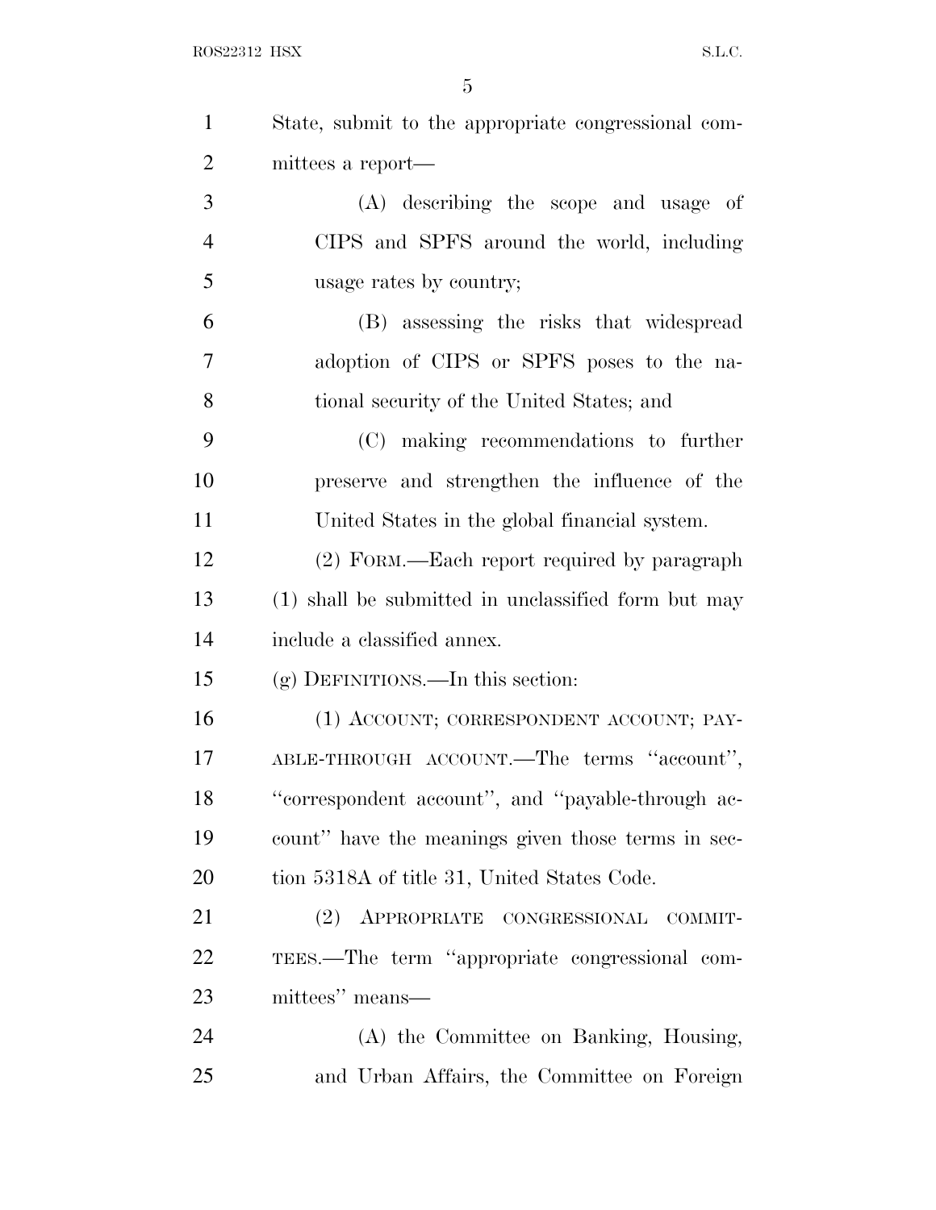State, submit to the appropriate congressional committees a report—

(A) describing the scope and usage of CIPS and SPFS around the world, including usage rates by country;

(B) assessing the risks that widespread adoption of CIPS or SPFS poses to the national security of the United States; and

(C) making recommendations to further preserve and strengthen the influence of the United States in the global financial system.

(2) FORM.—Each report required by paragraph (1) shall be submitted in unclassified form but may include a classified annex.

(g) DEFINITIONS.—In this section:

(1) ACCOUNT; CORRESPONDENT ACCOUNT; PAYABLE-THROUGH ACCOUNT.—The terms ''account'', ''correspondent account'', and ''payable-through account'' have the meanings given those terms in section 5318A of title 31, United States Code.

(2) APPROPRIATE CONGRESSIONAL COMMITTEES.—The term ''appropriate congressional committees'' means—

(A) the Committee on Banking, Housing, and Urban Affairs, the Committee on Foreign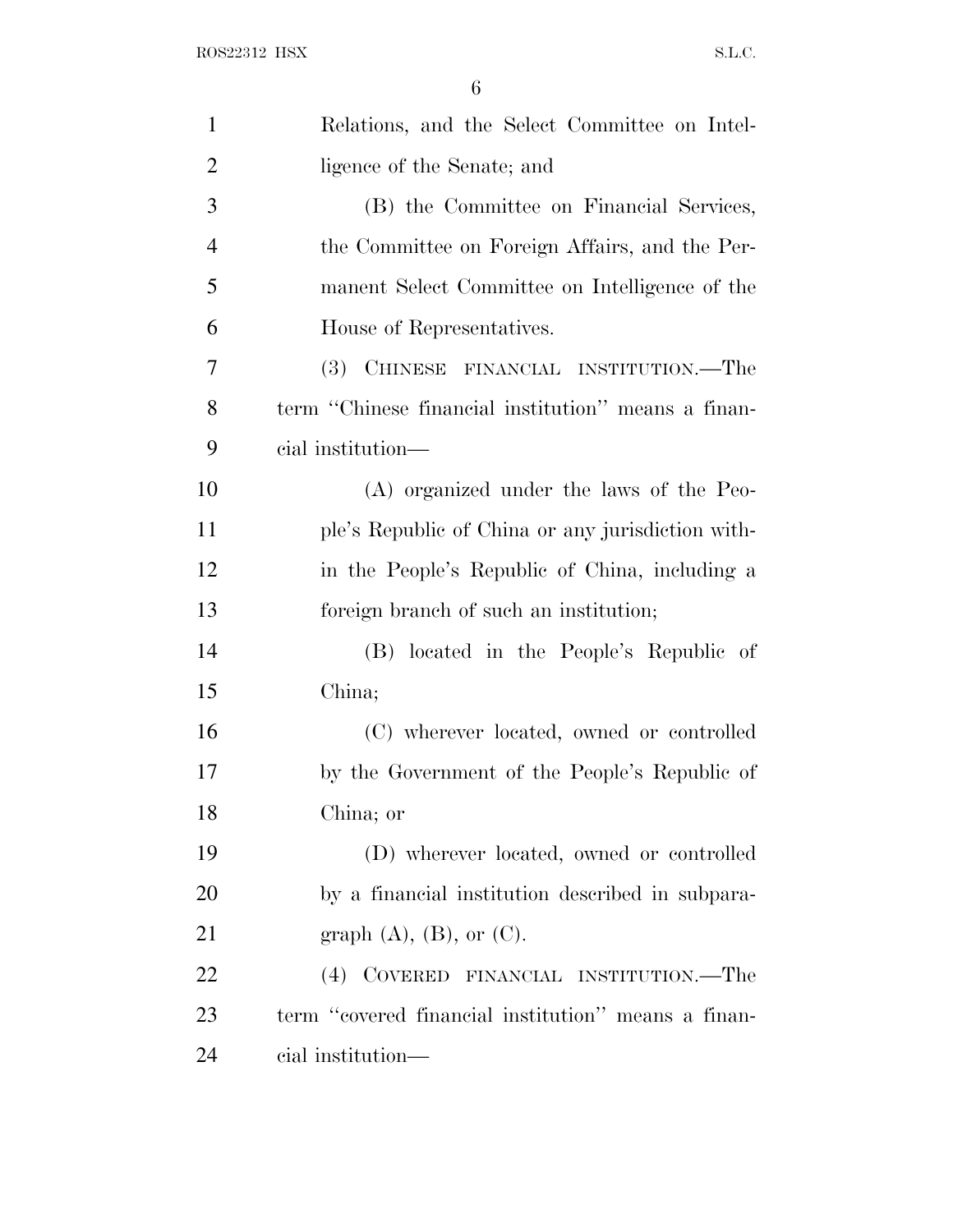Relations, and the Select Committee on Intelligence of the Senate; and

(B) the Committee on Financial Services, the Committee on Foreign Affairs, and the Permanent Select Committee on Intelligence of the House of Representatives.

(3) CHINESE FINANCIAL INSTITUTION.—The term ''Chinese financial institution'' means a financial institution—

(A) organized under the laws of the People's Republic of China or any jurisdiction within the People's Republic of China, including a foreign branch of such an institution;

(B) located in the People's Republic of China;

(C) wherever located, owned or controlled by the Government of the People's Republic of China; or

(D) wherever located, owned or controlled by a financial institution described in subparagraph (A), (B), or (C).

(4) COVERED FINANCIAL INSTITUTION.—The term ''covered financial institution'' means a financial institution—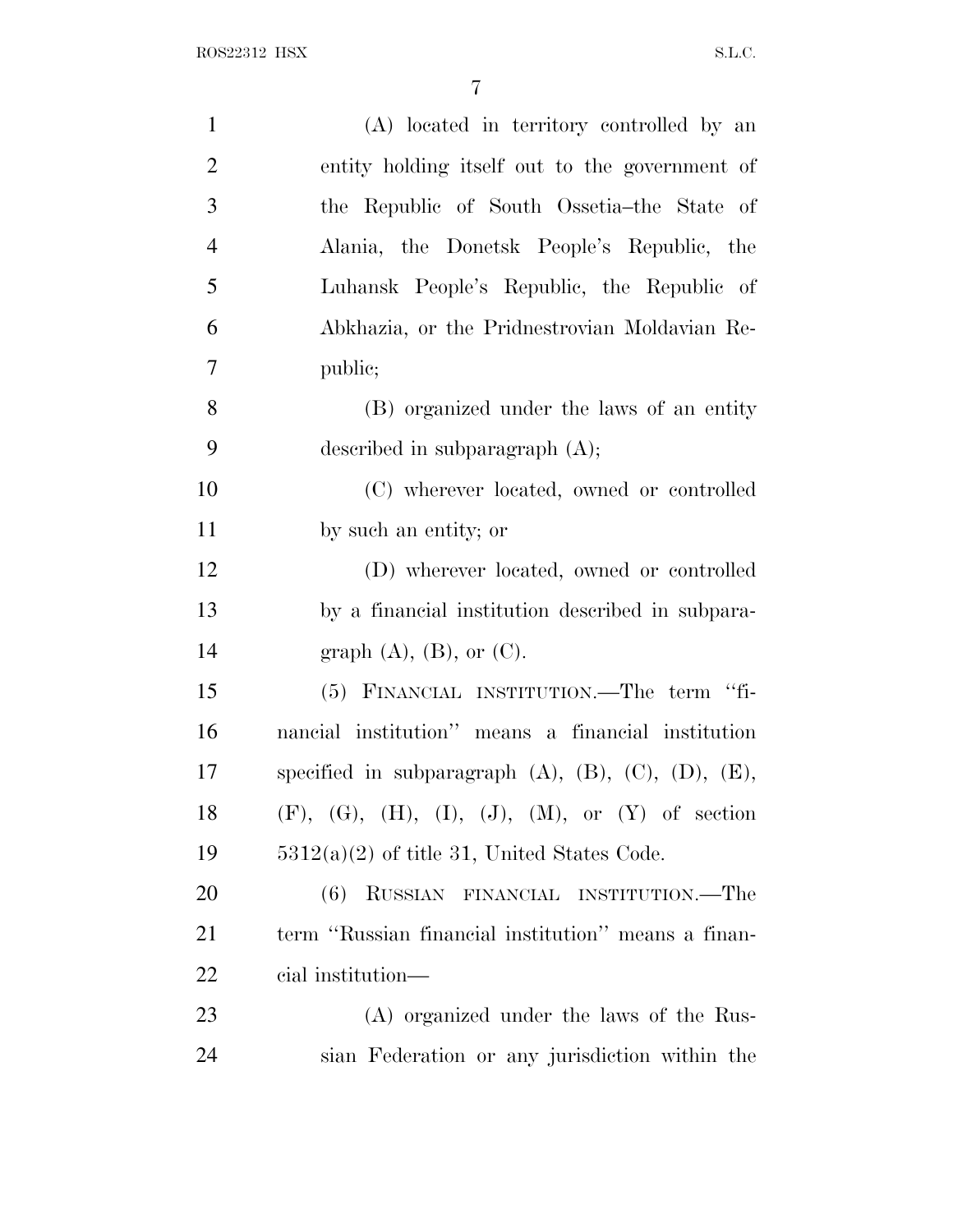(A) located in territory controlled by an entity holding itself out to the government of the Republic of South Ossetia–the State of Alania, the Donetsk People's Republic, the Luhansk People's Republic, the Republic of Abkhazia, or the Pridnestrovian Moldavian Republic;

(B) organized under the laws of an entity described in subparagraph (A);

(C) wherever located, owned or controlled by such an entity; or

(D) wherever located, owned or controlled by a financial institution described in subparagraph (A), (B), or (C).

(5) FINANCIAL INSTITUTION.—The term "financial institution" means a financial institution specified in subparagraph (A), (B), (C), (D), (E), (F), (G), (H), (I), (J), (M), or (Y) of section 5312(a)(2) of title 31, United States Code.

(6) RUSSIAN FINANCIAL INSTITUTION.—The term "Russian financial institution" means a financial institution—

(A) organized under the laws of the Russian Federation or any jurisdiction within the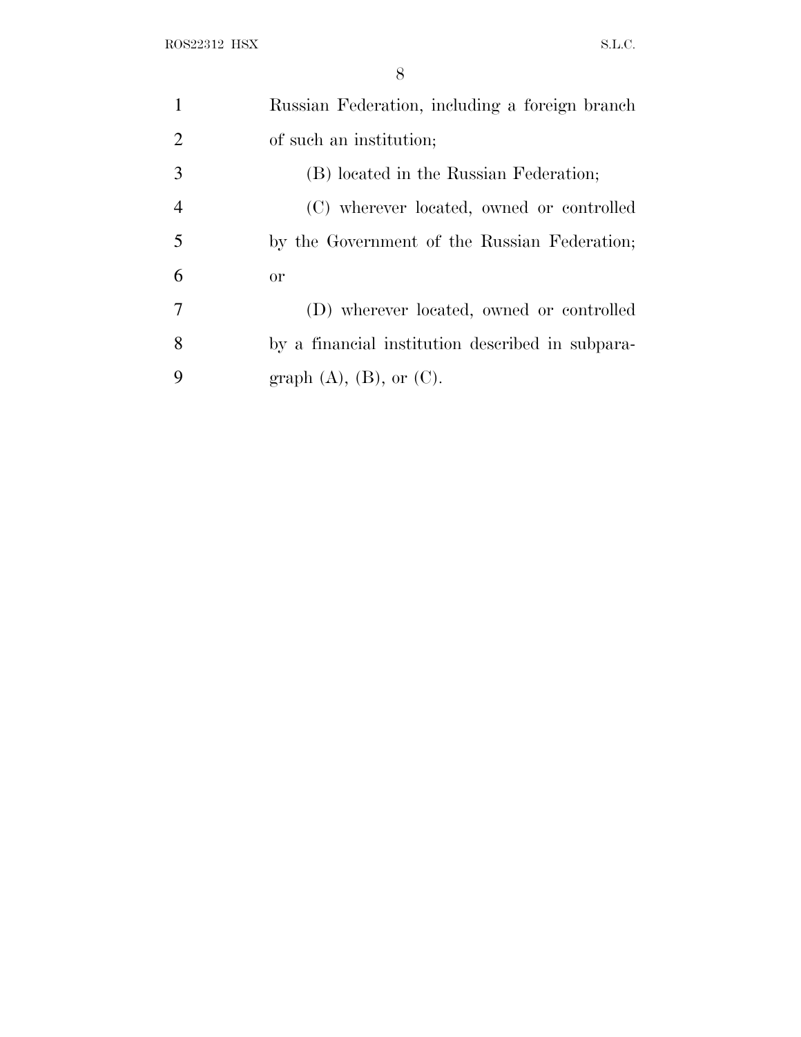Russian Federation, including a foreign branch of such an institution;

(B) located in the Russian Federation;

(C) wherever located, owned or controlled by the Government of the Russian Federation; or

(D) wherever located, owned or controlled by a financial institution described in subparagraph (A), (B), or (C).